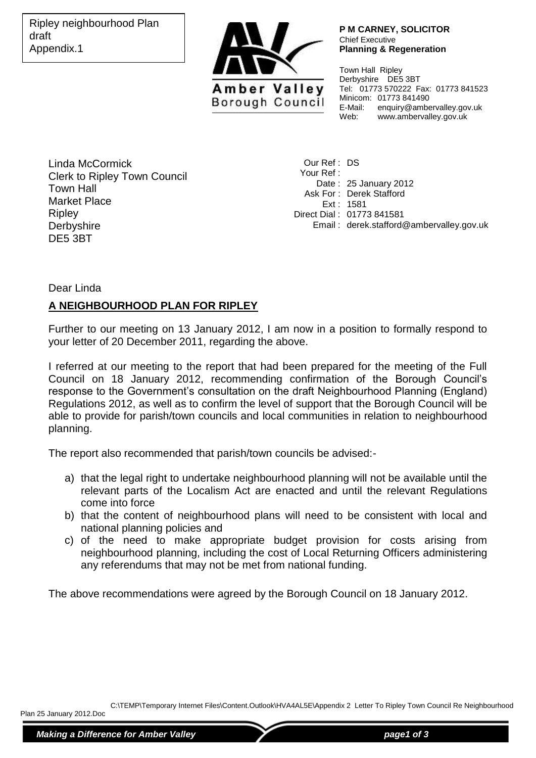Ripley neighbourhood Plan draft
Appendix.1

Amber Valley Borough Council

**P M CARNEY, SOLICITOR**
Chief Executive
**Planning & Regeneration**

Town Hall Ripley
Derbyshire DE5 3BT
Tel: 01773 570222 Fax: 01773 841523
Minicom: 01773 841490
E-Mail: enquiry@ambervalley.gov.uk
Web: www.ambervalley.gov.uk

Linda McCormick
Clerk to Ripley Town Council
Town Hall
Market Place
Ripley
Derbyshire
DE5 3BT

Our Ref : DS
Your Ref :
Date : 25 January 2012
Ask For : Derek Stafford
Ext : 1581
Direct Dial : 01773 841581
Email : derek.stafford@ambervalley.gov.uk

Dear Linda

**A NEIGHBOURHOOD PLAN FOR RIPLEY**

Further to our meeting on 13 January 2012, I am now in a position to formally respond to your letter of 20 December 2011, regarding the above.

I referred at our meeting to the report that had been prepared for the meeting of the Full Council on 18 January 2012, recommending confirmation of the Borough Council's response to the Government's consultation on the draft Neighbourhood Planning (England) Regulations 2012, as well as to confirm the level of support that the Borough Council will be able to provide for parish/town councils and local communities in relation to neighbourhood planning.

The report also recommended that parish/town councils be advised:-

a) that the legal right to undertake neighbourhood planning will not be available until the relevant parts of the Localism Act are enacted and until the relevant Regulations come into force
b) that the content of neighbourhood plans will need to be consistent with local and national planning policies and
c) of the need to make appropriate budget provision for costs arising from neighbourhood planning, including the cost of Local Returning Officers administering any referendums that may not be met from national funding.

The above recommendations were agreed by the Borough Council on 18 January 2012.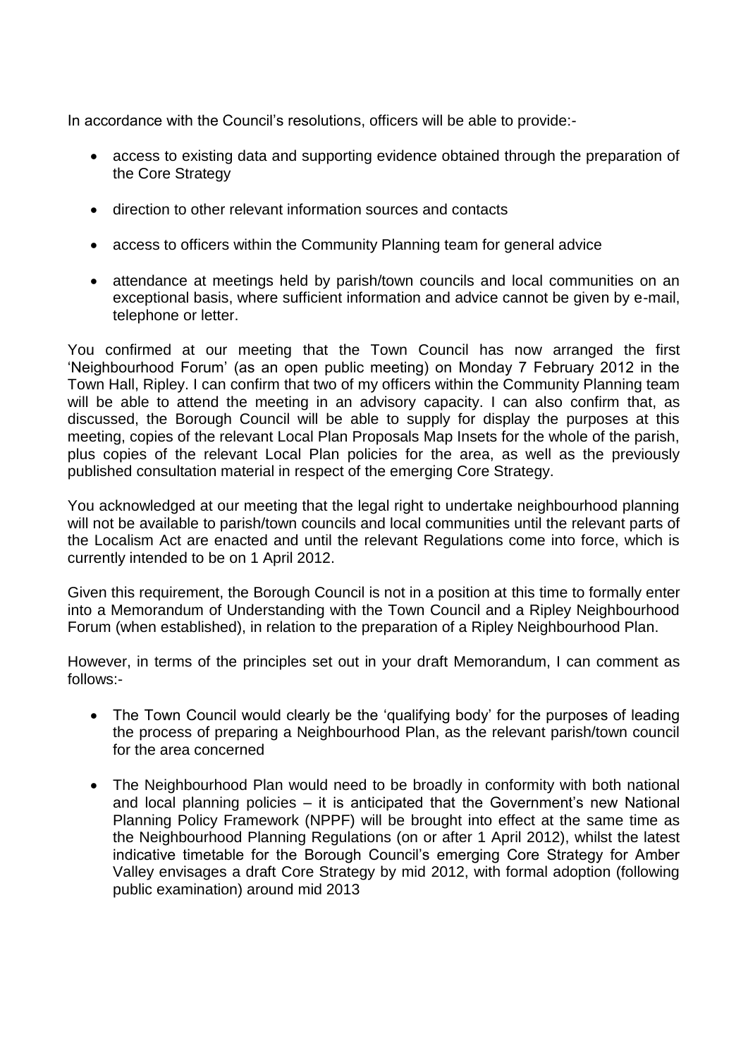In accordance with the Council's resolutions, officers will be able to provide:-

- access to existing data and supporting evidence obtained through the preparation of the Core Strategy
- direction to other relevant information sources and contacts
- access to officers within the Community Planning team for general advice
- attendance at meetings held by parish/town councils and local communities on an exceptional basis, where sufficient information and advice cannot be given by e-mail, telephone or letter.

You confirmed at our meeting that the Town Council has now arranged the first 'Neighbourhood Forum' (as an open public meeting) on Monday 7 February 2012 in the Town Hall, Ripley. I can confirm that two of my officers within the Community Planning team will be able to attend the meeting in an advisory capacity. I can also confirm that, as discussed, the Borough Council will be able to supply for display the purposes at this meeting, copies of the relevant Local Plan Proposals Map Insets for the whole of the parish, plus copies of the relevant Local Plan policies for the area, as well as the previously published consultation material in respect of the emerging Core Strategy.

You acknowledged at our meeting that the legal right to undertake neighbourhood planning will not be available to parish/town councils and local communities until the relevant parts of the Localism Act are enacted and until the relevant Regulations come into force, which is currently intended to be on 1 April 2012.

Given this requirement, the Borough Council is not in a position at this time to formally enter into a Memorandum of Understanding with the Town Council and a Ripley Neighbourhood Forum (when established), in relation to the preparation of a Ripley Neighbourhood Plan.

However, in terms of the principles set out in your draft Memorandum, I can comment as follows:-

- The Town Council would clearly be the 'qualifying body' for the purposes of leading the process of preparing a Neighbourhood Plan, as the relevant parish/town council for the area concerned
- The Neighbourhood Plan would need to be broadly in conformity with both national and local planning policies – it is anticipated that the Government's new National Planning Policy Framework (NPPF) will be brought into effect at the same time as the Neighbourhood Planning Regulations (on or after 1 April 2012), whilst the latest indicative timetable for the Borough Council's emerging Core Strategy for Amber Valley envisages a draft Core Strategy by mid 2012, with formal adoption (following public examination) around mid 2013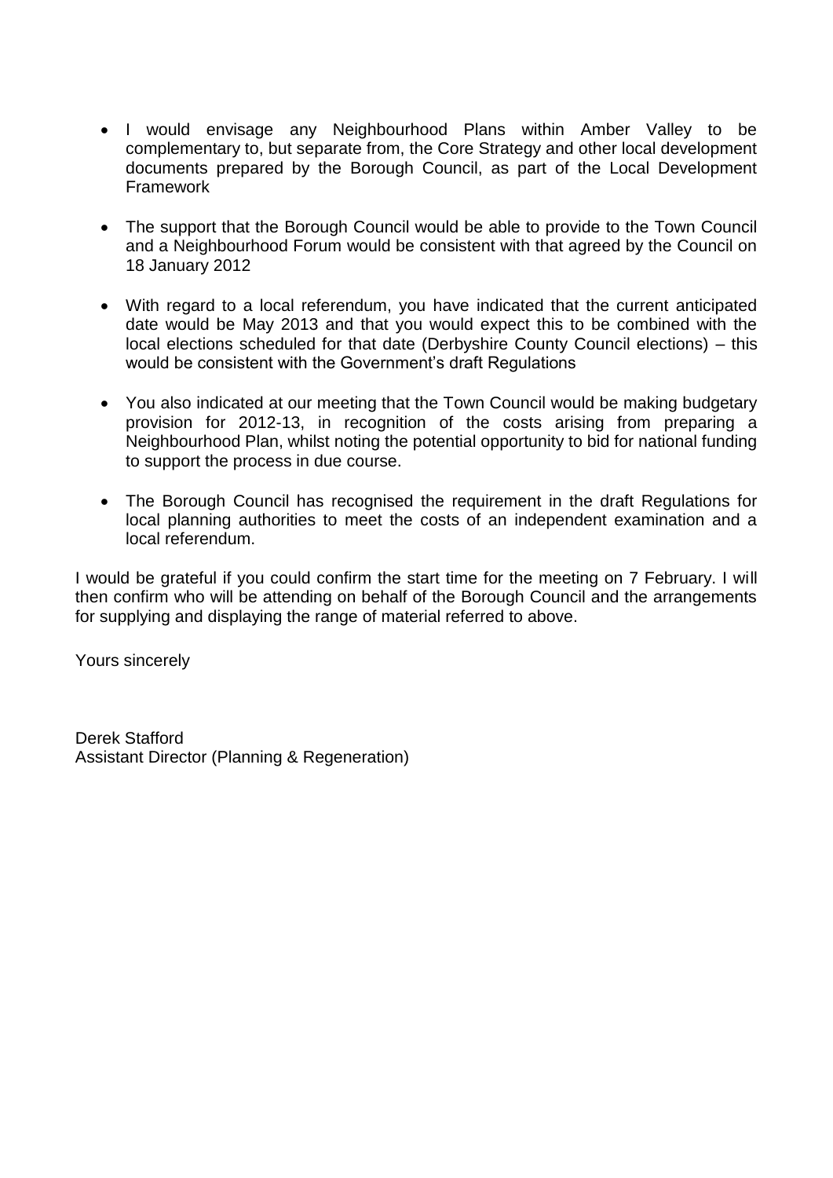- I would envisage any Neighbourhood Plans within Amber Valley to be complementary to, but separate from, the Core Strategy and other local development documents prepared by the Borough Council, as part of the Local Development Framework

- The support that the Borough Council would be able to provide to the Town Council and a Neighbourhood Forum would be consistent with that agreed by the Council on 18 January 2012

- With regard to a local referendum, you have indicated that the current anticipated date would be May 2013 and that you would expect this to be combined with the local elections scheduled for that date (Derbyshire County Council elections) – this would be consistent with the Government's draft Regulations

- You also indicated at our meeting that the Town Council would be making budgetary provision for 2012-13, in recognition of the costs arising from preparing a Neighbourhood Plan, whilst noting the potential opportunity to bid for national funding to support the process in due course.

- The Borough Council has recognised the requirement in the draft Regulations for local planning authorities to meet the costs of an independent examination and a local referendum.

I would be grateful if you could confirm the start time for the meeting on 7 February. I will then confirm who will be attending on behalf of the Borough Council and the arrangements for supplying and displaying the range of material referred to above.

Yours sincerely

Derek Stafford
Assistant Director (Planning & Regeneration)